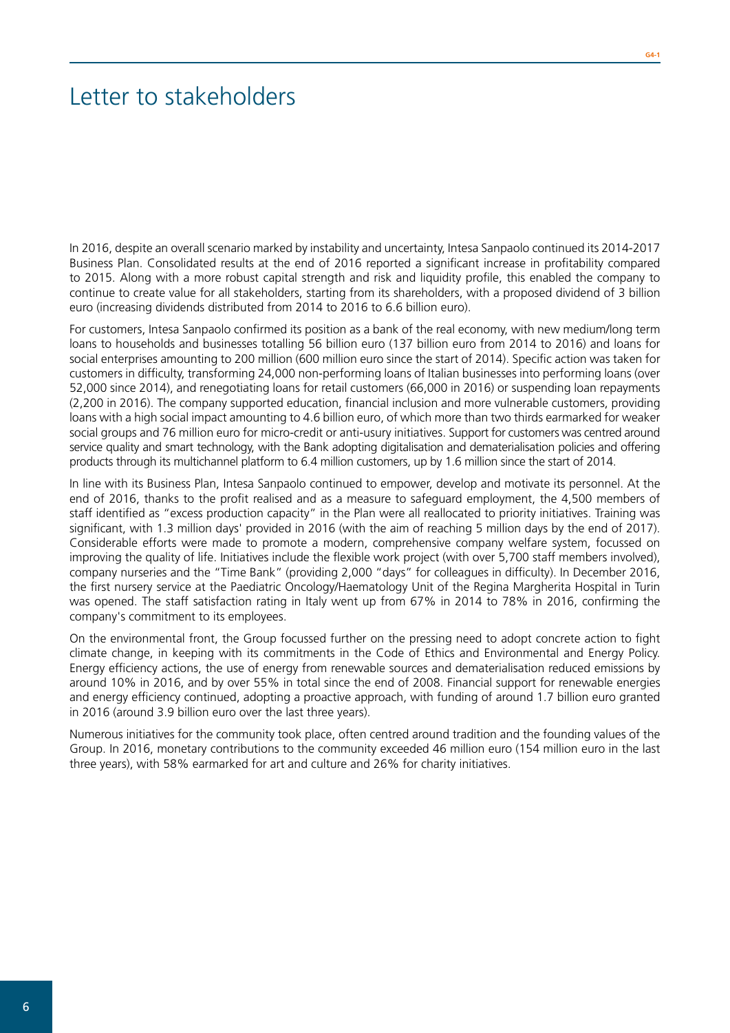# Letter to stakeholders

In 2016, despite an overall scenario marked by instability and uncertainty, Intesa Sanpaolo continued its 2014-2017 Business Plan. Consolidated results at the end of 2016 reported a significant increase in profitability compared to 2015. Along with a more robust capital strength and risk and liquidity profile, this enabled the company to continue to create value for all stakeholders, starting from its shareholders, with a proposed dividend of 3 billion euro (increasing dividends distributed from 2014 to 2016 to 6.6 billion euro).

For customers, Intesa Sanpaolo confirmed its position as a bank of the real economy, with new medium/long term loans to households and businesses totalling 56 billion euro (137 billion euro from 2014 to 2016) and loans for social enterprises amounting to 200 million (600 million euro since the start of 2014). Specific action was taken for customers in difficulty, transforming 24,000 non-performing loans of Italian businesses into performing loans (over 52,000 since 2014), and renegotiating loans for retail customers (66,000 in 2016) or suspending loan repayments (2,200 in 2016). The company supported education, financial inclusion and more vulnerable customers, providing loans with a high social impact amounting to 4.6 billion euro, of which more than two thirds earmarked for weaker social groups and 76 million euro for micro-credit or anti-usury initiatives. Support for customers was centred around service quality and smart technology, with the Bank adopting digitalisation and dematerialisation policies and offering products through its multichannel platform to 6.4 million customers, up by 1.6 million since the start of 2014.

In line with its Business Plan, Intesa Sanpaolo continued to empower, develop and motivate its personnel. At the end of 2016, thanks to the profit realised and as a measure to safeguard employment, the 4,500 members of staff identified as "excess production capacity" in the Plan were all reallocated to priority initiatives. Training was significant, with 1.3 million days' provided in 2016 (with the aim of reaching 5 million days by the end of 2017). Considerable efforts were made to promote a modern, comprehensive company welfare system, focussed on improving the quality of life. Initiatives include the flexible work project (with over 5,700 staff members involved), company nurseries and the "Time Bank" (providing 2,000 "days" for colleagues in difficulty). In December 2016, the first nursery service at the Paediatric Oncology/Haematology Unit of the Regina Margherita Hospital in Turin was opened. The staff satisfaction rating in Italy went up from 67% in 2014 to 78% in 2016, confirming the company's commitment to its employees.

On the environmental front, the Group focussed further on the pressing need to adopt concrete action to fight climate change, in keeping with its commitments in the Code of Ethics and Environmental and Energy Policy. Energy efficiency actions, the use of energy from renewable sources and dematerialisation reduced emissions by around 10% in 2016, and by over 55% in total since the end of 2008. Financial support for renewable energies and energy efficiency continued, adopting a proactive approach, with funding of around 1.7 billion euro granted in 2016 (around 3.9 billion euro over the last three years).

Numerous initiatives for the community took place, often centred around tradition and the founding values of the Group. In 2016, monetary contributions to the community exceeded 46 million euro (154 million euro in the last three years), with 58% earmarked for art and culture and 26% for charity initiatives.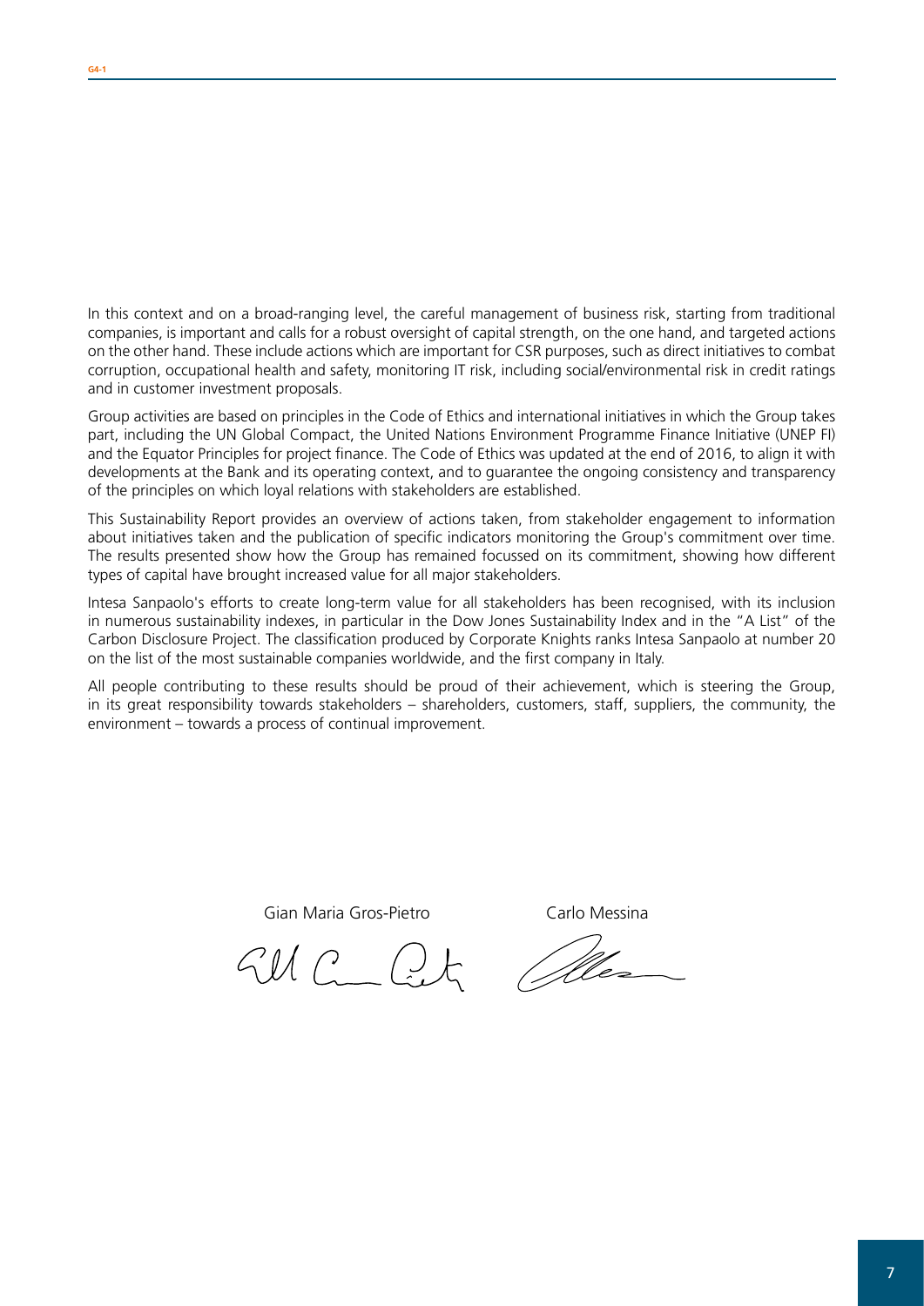In this context and on a broad-ranging level, the careful management of business risk, starting from traditional companies, is important and calls for a robust oversight of capital strength, on the one hand, and targeted actions on the other hand. These include actions which are important for CSR purposes, such as direct initiatives to combat corruption, occupational health and safety, monitoring IT risk, including social/environmental risk in credit ratings and in customer investment proposals.

Group activities are based on principles in the Code of Ethics and international initiatives in which the Group takes part, including the UN Global Compact, the United Nations Environment Programme Finance Initiative (UNEP FI) and the Equator Principles for project finance. The Code of Ethics was updated at the end of 2016, to align it with developments at the Bank and its operating context, and to guarantee the ongoing consistency and transparency of the principles on which loyal relations with stakeholders are established.

This Sustainability Report provides an overview of actions taken, from stakeholder engagement to information about initiatives taken and the publication of specific indicators monitoring the Group's commitment over time. The results presented show how the Group has remained focussed on its commitment, showing how different types of capital have brought increased value for all major stakeholders.

Intesa Sanpaolo's efforts to create long-term value for all stakeholders has been recognised, with its inclusion in numerous sustainability indexes, in particular in the Dow Jones Sustainability Index and in the "A List" of the Carbon Disclosure Project. The classification produced by Corporate Knights ranks Intesa Sanpaolo at number 20 on the list of the most sustainable companies worldwide, and the first company in Italy.

All people contributing to these results should be proud of their achievement, which is steering the Group, in its great responsibility towards stakeholders – shareholders, customers, staff, suppliers, the community, the environment – towards a process of continual improvement.

Gian Maria Gros-Pietro　　　　Carlo Messina